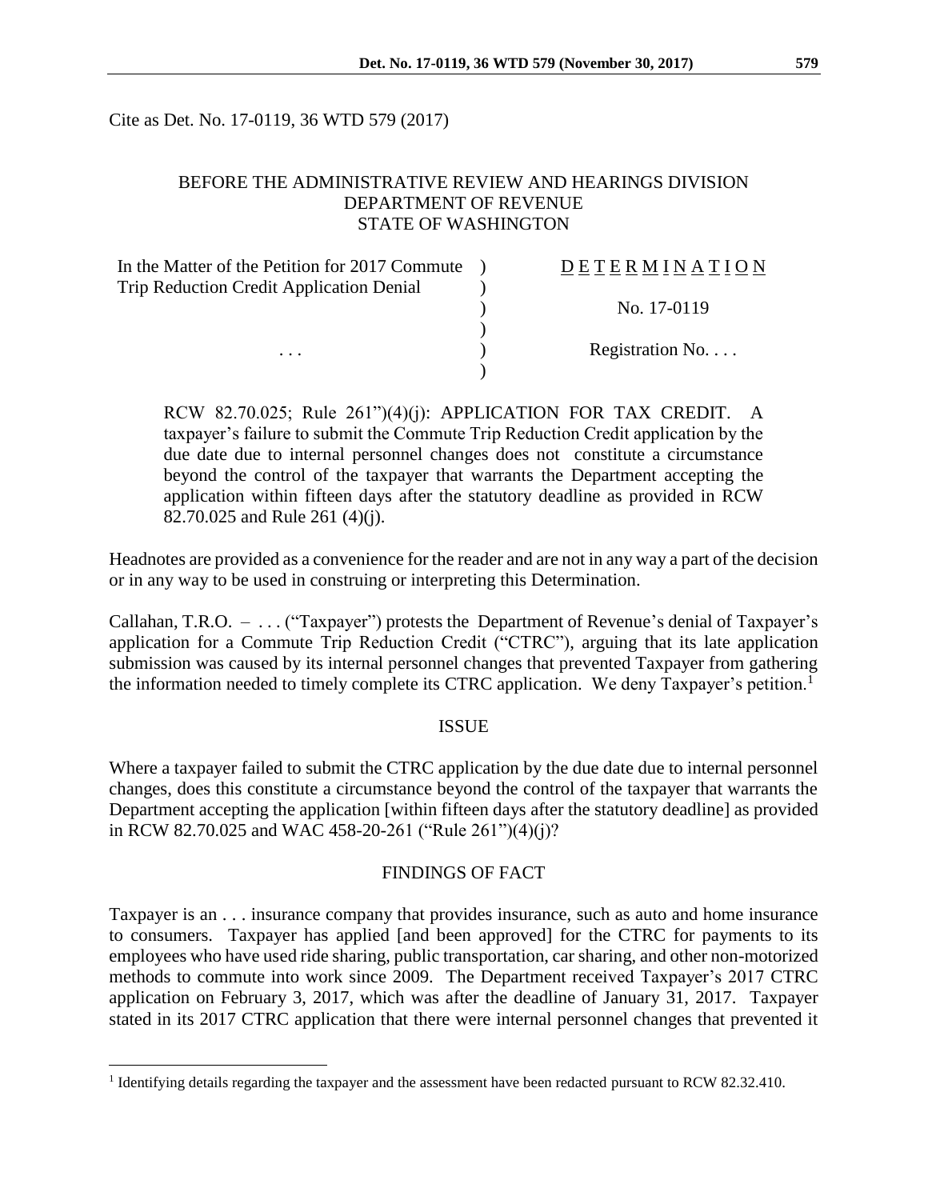Cite as Det. No. 17-0119, 36 WTD 579 (2017)

BEFORE THE ADMINISTRATIVE REVIEW AND HEARINGS DIVISION
DEPARTMENT OF REVENUE
STATE OF WASHINGTON

| | | |
|---|---|---|
| In the Matter of the Petition for 2017 Commute Trip Reduction Credit Application Denial | ) ) | D E T E R M I N A T I O N |
| | ) ) | No. 17-0119 |
| . . . | ) ) | Registration No. . . . |

RCW 82.70.025; Rule 261")(4)(j): APPLICATION FOR TAX CREDIT. A taxpayer's failure to submit the Commute Trip Reduction Credit application by the due date due to internal personnel changes does not constitute a circumstance beyond the control of the taxpayer that warrants the Department accepting the application within fifteen days after the statutory deadline as provided in RCW 82.70.025 and Rule 261 (4)(j).

Headnotes are provided as a convenience for the reader and are not in any way a part of the decision or in any way to be used in construing or interpreting this Determination.

Callahan, T.R.O. – . . . ("Taxpayer") protests the Department of Revenue's denial of Taxpayer's application for a Commute Trip Reduction Credit ("CTRC"), arguing that its late application submission was caused by its internal personnel changes that prevented Taxpayer from gathering the information needed to timely complete its CTRC application. We deny Taxpayer's petition.[1]

## ISSUE

Where a taxpayer failed to submit the CTRC application by the due date due to internal personnel changes, does this constitute a circumstance beyond the control of the taxpayer that warrants the Department accepting the application [within fifteen days after the statutory deadline] as provided in RCW 82.70.025 and WAC 458-20-261 ("Rule 261")(4)(j)?

## FINDINGS OF FACT

Taxpayer is an . . . insurance company that provides insurance, such as auto and home insurance to consumers. Taxpayer has applied [and been approved] for the CTRC for payments to its employees who have used ride sharing, public transportation, car sharing, and other non-motorized methods to commute into work since 2009. The Department received Taxpayer's 2017 CTRC application on February 3, 2017, which was after the deadline of January 31, 2017. Taxpayer stated in its 2017 CTRC application that there were internal personnel changes that prevented it

[1] Identifying details regarding the taxpayer and the assessment have been redacted pursuant to RCW 82.32.410.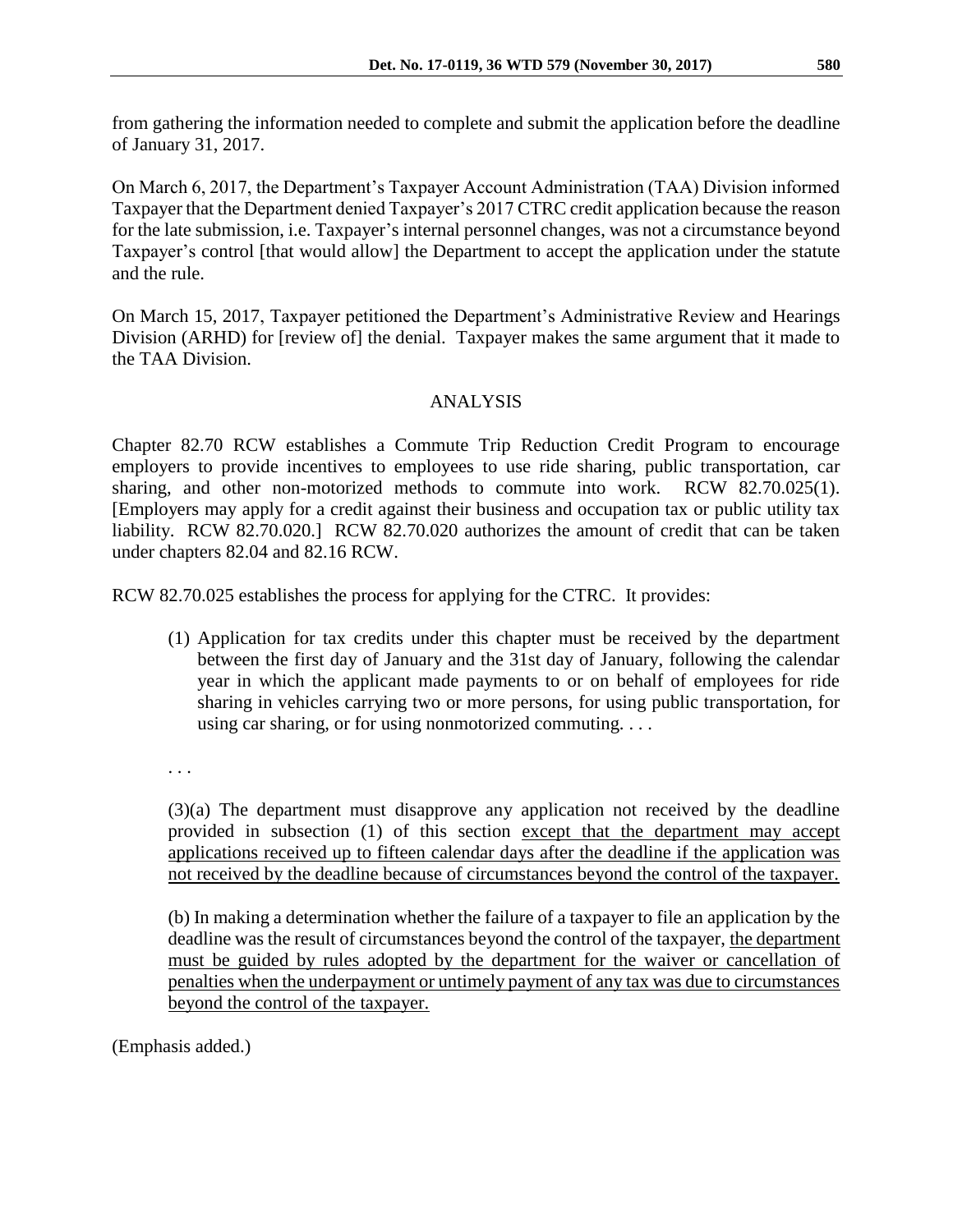from gathering the information needed to complete and submit the application before the deadline of January 31, 2017.

On March 6, 2017, the Department's Taxpayer Account Administration (TAA) Division informed Taxpayer that the Department denied Taxpayer's 2017 CTRC credit application because the reason for the late submission, i.e. Taxpayer's internal personnel changes, was not a circumstance beyond Taxpayer's control [that would allow] the Department to accept the application under the statute and the rule.

On March 15, 2017, Taxpayer petitioned the Department's Administrative Review and Hearings Division (ARHD) for [review of] the denial. Taxpayer makes the same argument that it made to the TAA Division.

## ANALYSIS

Chapter 82.70 RCW establishes a Commute Trip Reduction Credit Program to encourage employers to provide incentives to employees to use ride sharing, public transportation, car sharing, and other non-motorized methods to commute into work. RCW 82.70.025(1). [Employers may apply for a credit against their business and occupation tax or public utility tax liability. RCW 82.70.020.] RCW 82.70.020 authorizes the amount of credit that can be taken under chapters 82.04 and 82.16 RCW.

RCW 82.70.025 establishes the process for applying for the CTRC. It provides:

> (1) Application for tax credits under this chapter must be received by the department between the first day of January and the 31st day of January, following the calendar year in which the applicant made payments to or on behalf of employees for ride sharing in vehicles carrying two or more persons, for using public transportation, for using car sharing, or for using nonmotorized commuting. . . .
>
> . . .
>
> (3)(a) The department must disapprove any application not received by the deadline provided in subsection (1) of this section <u>except that the department may accept applications received up to fifteen calendar days after the deadline if the application was not received by the deadline because of circumstances beyond the control of the taxpayer.</u>
>
> (b) In making a determination whether the failure of a taxpayer to file an application by the deadline was the result of circumstances beyond the control of the taxpayer, <u>the department must be guided by rules adopted by the department for the waiver or cancellation of penalties when the underpayment or untimely payment of any tax was due to circumstances beyond the control of the taxpayer.</u>

(Emphasis added.)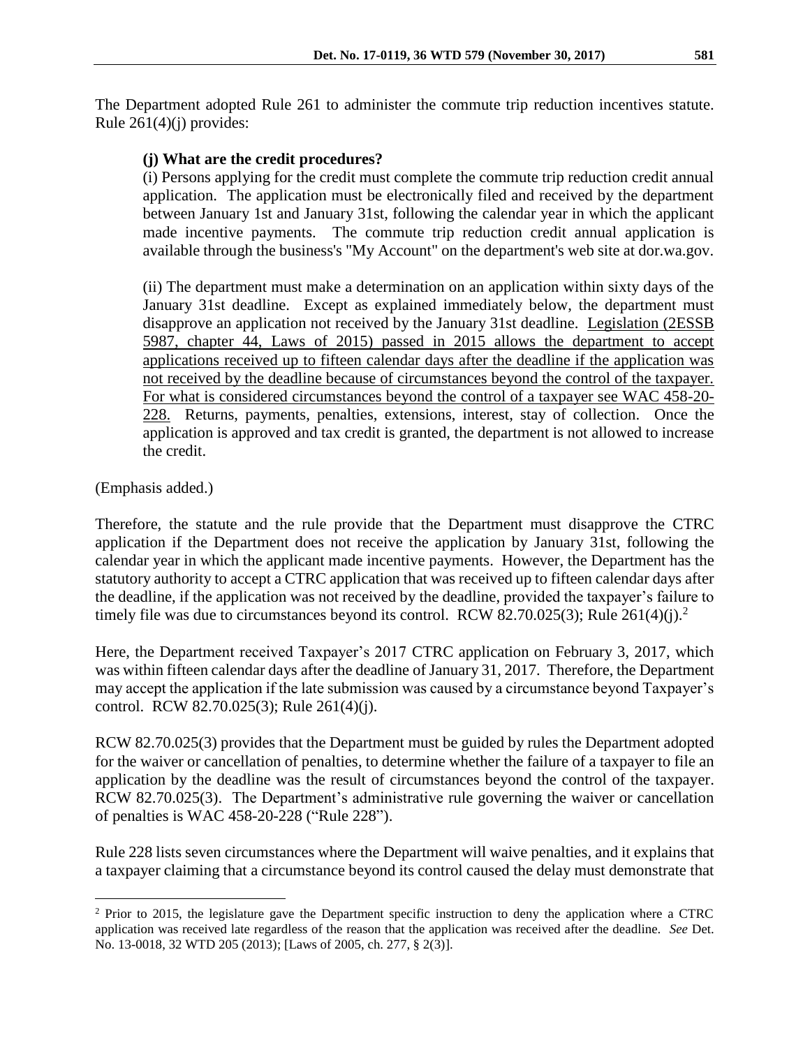The Department adopted Rule 261 to administer the commute trip reduction incentives statute. Rule 261(4)(j) provides:

> **(j) What are the credit procedures?**
>
> (i) Persons applying for the credit must complete the commute trip reduction credit annual application. The application must be electronically filed and received by the department between January 1st and January 31st, following the calendar year in which the applicant made incentive payments. The commute trip reduction credit annual application is available through the business's "My Account" on the department's web site at dor.wa.gov.
>
> (ii) The department must make a determination on an application within sixty days of the January 31st deadline. Except as explained immediately below, the department must disapprove an application not received by the January 31st deadline. <u>Legislation (2ESSB 5987, chapter 44, Laws of 2015) passed in 2015 allows the department to accept applications received up to fifteen calendar days after the deadline if the application was not received by the deadline because of circumstances beyond the control of the taxpayer. For what is considered circumstances beyond the control of a taxpayer see WAC 458-20-228.</u> Returns, payments, penalties, extensions, interest, stay of collection. Once the application is approved and tax credit is granted, the department is not allowed to increase the credit.

(Emphasis added.)

Therefore, the statute and the rule provide that the Department must disapprove the CTRC application if the Department does not receive the application by January 31st, following the calendar year in which the applicant made incentive payments. However, the Department has the statutory authority to accept a CTRC application that was received up to fifteen calendar days after the deadline, if the application was not received by the deadline, provided the taxpayer's failure to timely file was due to circumstances beyond its control. RCW 82.70.025(3); Rule 261(4)(j).[2]

Here, the Department received Taxpayer's 2017 CTRC application on February 3, 2017, which was within fifteen calendar days after the deadline of January 31, 2017. Therefore, the Department may accept the application if the late submission was caused by a circumstance beyond Taxpayer's control. RCW 82.70.025(3); Rule 261(4)(j).

RCW 82.70.025(3) provides that the Department must be guided by rules the Department adopted for the waiver or cancellation of penalties, to determine whether the failure of a taxpayer to file an application by the deadline was the result of circumstances beyond the control of the taxpayer. RCW 82.70.025(3). The Department's administrative rule governing the waiver or cancellation of penalties is WAC 458-20-228 ("Rule 228").

Rule 228 lists seven circumstances where the Department will waive penalties, and it explains that a taxpayer claiming that a circumstance beyond its control caused the delay must demonstrate that

---

[2] Prior to 2015, the legislature gave the Department specific instruction to deny the application where a CTRC application was received late regardless of the reason that the application was received after the deadline. *See* Det. No. 13-0018, 32 WTD 205 (2013); [Laws of 2005, ch. 277, § 2(3)].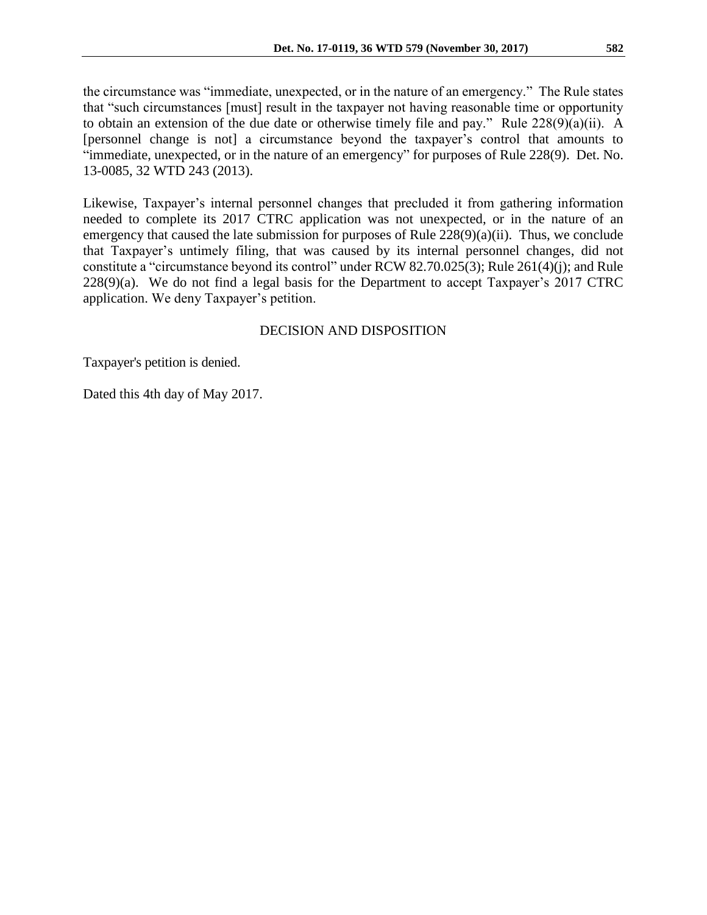the circumstance was "immediate, unexpected, or in the nature of an emergency." The Rule states that "such circumstances [must] result in the taxpayer not having reasonable time or opportunity to obtain an extension of the due date or otherwise timely file and pay." Rule 228(9)(a)(ii). A [personnel change is not] a circumstance beyond the taxpayer's control that amounts to "immediate, unexpected, or in the nature of an emergency" for purposes of Rule 228(9). Det. No. 13-0085, 32 WTD 243 (2013).

Likewise, Taxpayer's internal personnel changes that precluded it from gathering information needed to complete its 2017 CTRC application was not unexpected, or in the nature of an emergency that caused the late submission for purposes of Rule 228(9)(a)(ii). Thus, we conclude that Taxpayer's untimely filing, that was caused by its internal personnel changes, did not constitute a "circumstance beyond its control" under RCW 82.70.025(3); Rule 261(4)(j); and Rule 228(9)(a). We do not find a legal basis for the Department to accept Taxpayer's 2017 CTRC application. We deny Taxpayer's petition.

## DECISION AND DISPOSITION

Taxpayer's petition is denied.

Dated this 4th day of May 2017.